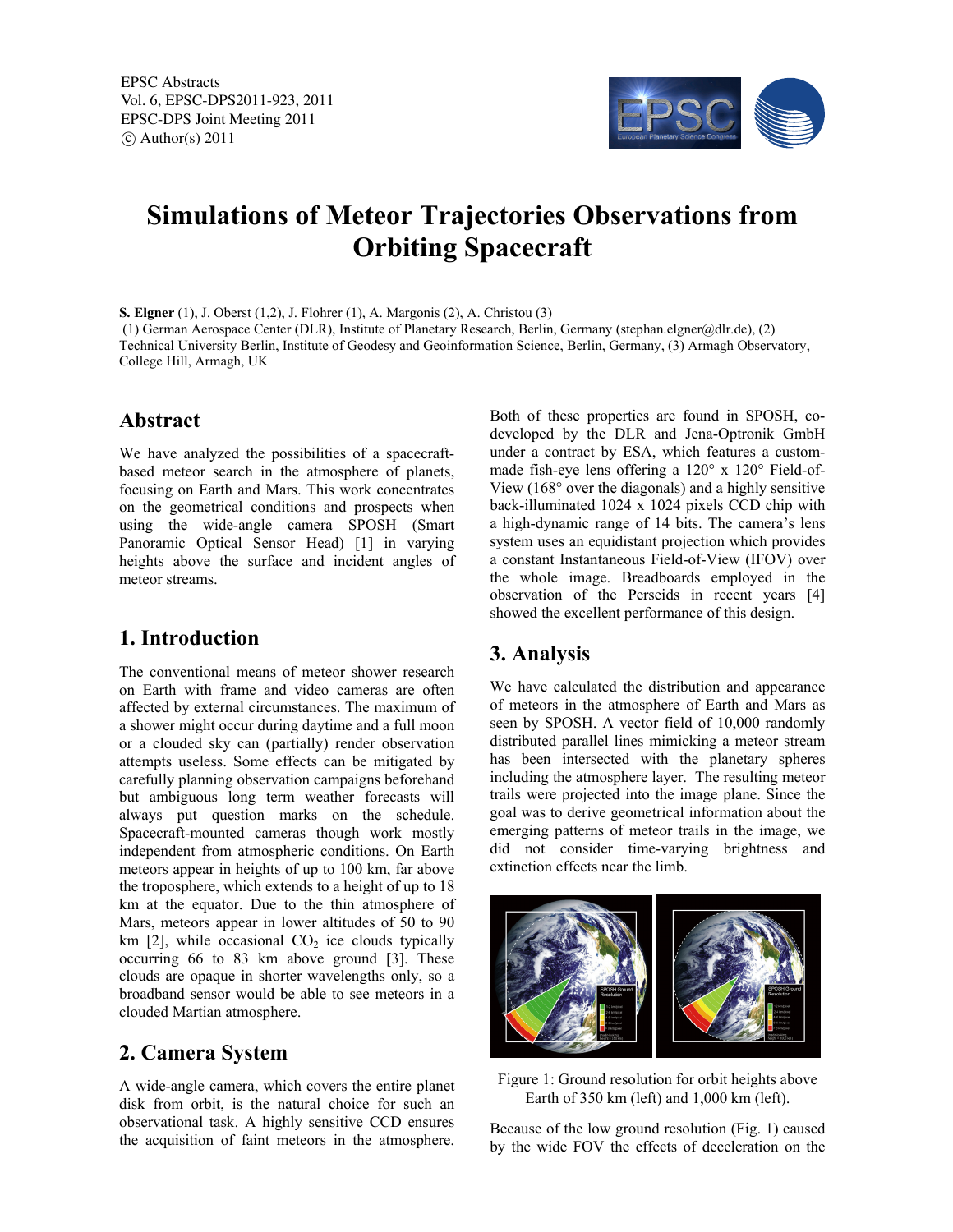EPSC Abstracts
Vol. 6, EPSC-DPS2011-923, 2011
EPSC-DPS Joint Meeting 2011
© Author(s) 2011

# Simulations of Meteor Trajectories Observations from Orbiting Spacecraft

**S. Elgner** (1), J. Oberst (1,2), J. Flohrer (1), A. Margonis (2), A. Christou (3)
(1) German Aerospace Center (DLR), Institute of Planetary Research, Berlin, Germany (stephan.elgner@dlr.de), (2) Technical University Berlin, Institute of Geodesy and Geoinformation Science, Berlin, Germany, (3) Armagh Observatory, College Hill, Armagh, UK

## Abstract

We have analyzed the possibilities of a spacecraft-based meteor search in the atmosphere of planets, focusing on Earth and Mars. This work concentrates on the geometrical conditions and prospects when using the wide-angle camera SPOSH (Smart Panoramic Optical Sensor Head) [1] in varying heights above the surface and incident angles of meteor streams.

## 1. Introduction

The conventional means of meteor shower research on Earth with frame and video cameras are often affected by external circumstances. The maximum of a shower might occur during daytime and a full moon or a clouded sky can (partially) render observation attempts useless. Some effects can be mitigated by carefully planning observation campaigns beforehand but ambiguous long term weather forecasts will always put question marks on the schedule. Spacecraft-mounted cameras though work mostly independent from atmospheric conditions. On Earth meteors appear in heights of up to 100 km, far above the troposphere, which extends to a height of up to 18 km at the equator. Due to the thin atmosphere of Mars, meteors appear in lower altitudes of 50 to 90 km [2], while occasional $CO_2$ ice clouds typically occurring 66 to 83 km above ground [3]. These clouds are opaque in shorter wavelengths only, so a broadband sensor would be able to see meteors in a clouded Martian atmosphere.

## 2. Camera System

A wide-angle camera, which covers the entire planet disk from orbit, is the natural choice for such an observational task. A highly sensitive CCD ensures the acquisition of faint meteors in the atmosphere. Both of these properties are found in SPOSH, co-developed by the DLR and Jena-Optronik GmbH under a contract by ESA, which features a custom-made fish-eye lens offering a 120° x 120° Field-of-View (168° over the diagonals) and a highly sensitive back-illuminated 1024 x 1024 pixels CCD chip with a high-dynamic range of 14 bits. The camera's lens system uses an equidistant projection which provides a constant Instantaneous Field-of-View (IFOV) over the whole image. Breadboards employed in the observation of the Perseids in recent years [4] showed the excellent performance of this design.

## 3. Analysis

We have calculated the distribution and appearance of meteors in the atmosphere of Earth and Mars as seen by SPOSH. A vector field of 10,000 randomly distributed parallel lines mimicking a meteor stream has been intersected with the planetary spheres including the atmosphere layer. The resulting meteor trails were projected into the image plane. Since the goal was to derive geometrical information about the emerging patterns of meteor trails in the image, we did not consider time-varying brightness and extinction effects near the limb.

Figure 1: Ground resolution for orbit heights above Earth of 350 km (left) and 1,000 km (left).

Because of the low ground resolution (Fig. 1) caused by the wide FOV the effects of deceleration on the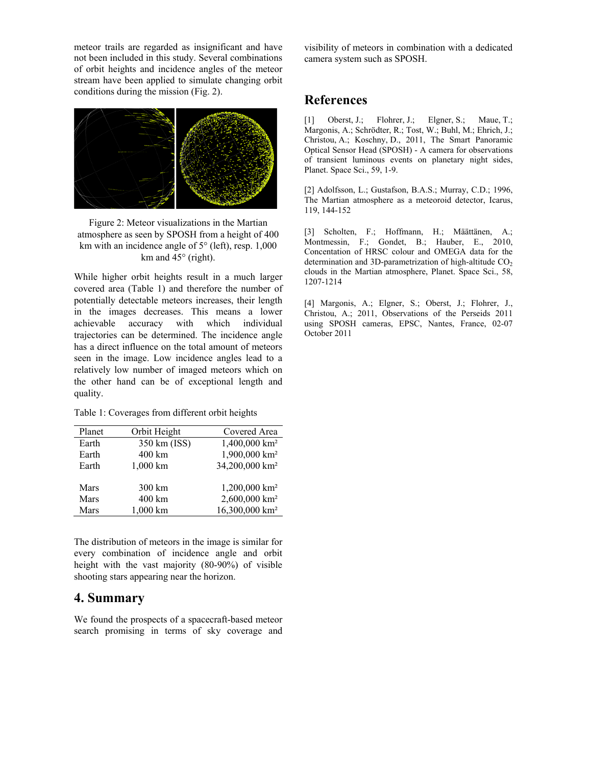meteor trails are regarded as insignificant and have not been included in this study. Several combinations of orbit heights and incidence angles of the meteor stream have been applied to simulate changing orbit conditions during the mission (Fig. 2).

Figure 2: Meteor visualizations in the Martian atmosphere as seen by SPOSH from a height of 400 km with an incidence angle of 5° (left), resp. 1,000 km and 45° (right).

While higher orbit heights result in a much larger covered area (Table 1) and therefore the number of potentially detectable meteors increases, their length in the images decreases. This means a lower achievable accuracy with which individual trajectories can be determined. The incidence angle has a direct influence on the total amount of meteors seen in the image. Low incidence angles lead to a relatively low number of imaged meteors which on the other hand can be of exceptional length and quality.

Table 1: Coverages from different orbit heights

| Planet | Orbit Height | Covered Area |
|---|---|---|
| Earth | 350 km (ISS) | 1,400,000 km² |
| Earth | 400 km | 1,900,000 km² |
| Earth | 1,000 km | 34,200,000 km² |
| | | |
| Mars | 300 km | 1,200,000 km² |
| Mars | 400 km | 2,600,000 km² |
| Mars | 1,000 km | 16,300,000 km² |

The distribution of meteors in the image is similar for every combination of incidence angle and orbit height with the vast majority (80-90%) of visible shooting stars appearing near the horizon.

## 4. Summary

We found the prospects of a spacecraft-based meteor search promising in terms of sky coverage and visibility of meteors in combination with a dedicated camera system such as SPOSH.

## References

[1] Oberst, J.; Flohrer, J.; Elgner, S.; Maue, T.; Margonis, A.; Schrödter, R.; Tost, W.; Buhl, M.; Ehrich, J.; Christou, A.; Koschny, D., 2011, The Smart Panoramic Optical Sensor Head (SPOSH) - A camera for observations of transient luminous events on planetary night sides, Planet. Space Sci., 59, 1-9.

[2] Adolfsson, L.; Gustafson, B.A.S.; Murray, C.D.; 1996, The Martian atmosphere as a meteoroid detector, Icarus, 119, 144-152

[3] Scholten, F.; Hoffmann, H.; Määttänen, A.; Montmessin, F.; Gondet, B.; Hauber, E., 2010, Concatation of HRSC colour and OMEGA data for the determination and 3D-parametrization of high-altitude $CO_2$ clouds in the Martian atmosphere, Planet. Space Sci., 58, 1207-1214

[4] Margonis, A.; Elgner, S.; Oberst, J.; Flohrer, J., Christou, A.; 2011, Observations of the Perseids 2011 using SPOSH cameras, EPSC, Nantes, France, 02-07 October 2011